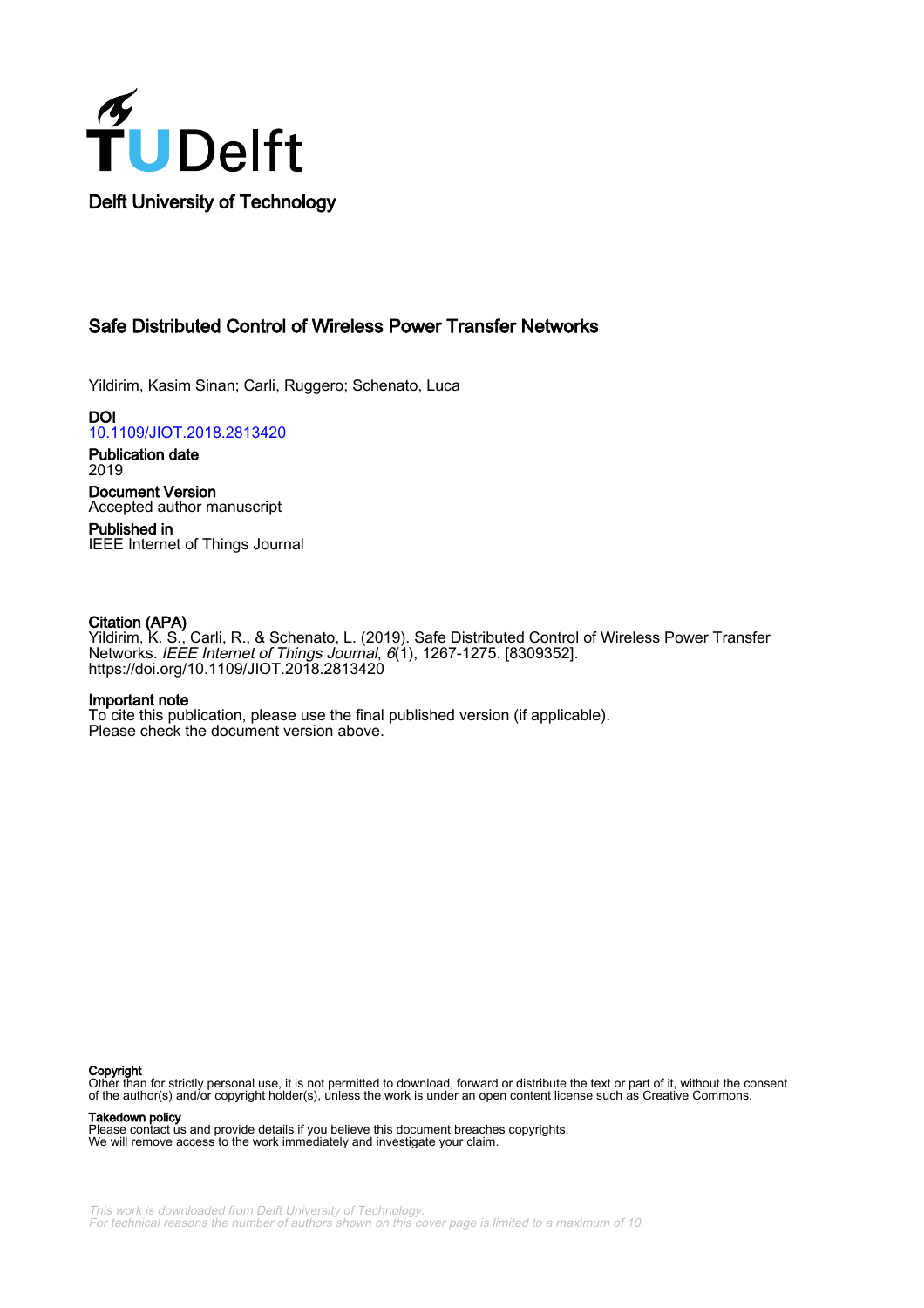Delft University of Technology

# Safe Distributed Control of Wireless Power Transfer Networks

Yildirim, Kasim Sinan; Carli, Ruggero; Schenato, Luca

**DOI**
10.1109/JIOT.2018.2813420

**Publication date**
2019

**Document Version**
Accepted author manuscript

**Published in**
IEEE Internet of Things Journal

**Citation (APA)**
Yildirim, K. S., Carli, R., & Schenato, L. (2019). Safe Distributed Control of Wireless Power Transfer Networks. *IEEE Internet of Things Journal*, *6*(1), 1267-1275. [8309352]. https://doi.org/10.1109/JIOT.2018.2813420

**Important note**
To cite this publication, please use the final published version (if applicable).
Please check the document version above.

**Copyright**
Other than for strictly personal use, it is not permitted to download, forward or distribute the text or part of it, without the consent of the author(s) and/or copyright holder(s), unless the work is under an open content license such as Creative Commons.

**Takedown policy**
Please contact us and provide details if you believe this document breaches copyrights.
We will remove access to the work immediately and investigate your claim.

*This work is downloaded from Delft University of Technology.*
*For technical reasons the number of authors shown on this cover page is limited to a maximum of 10.*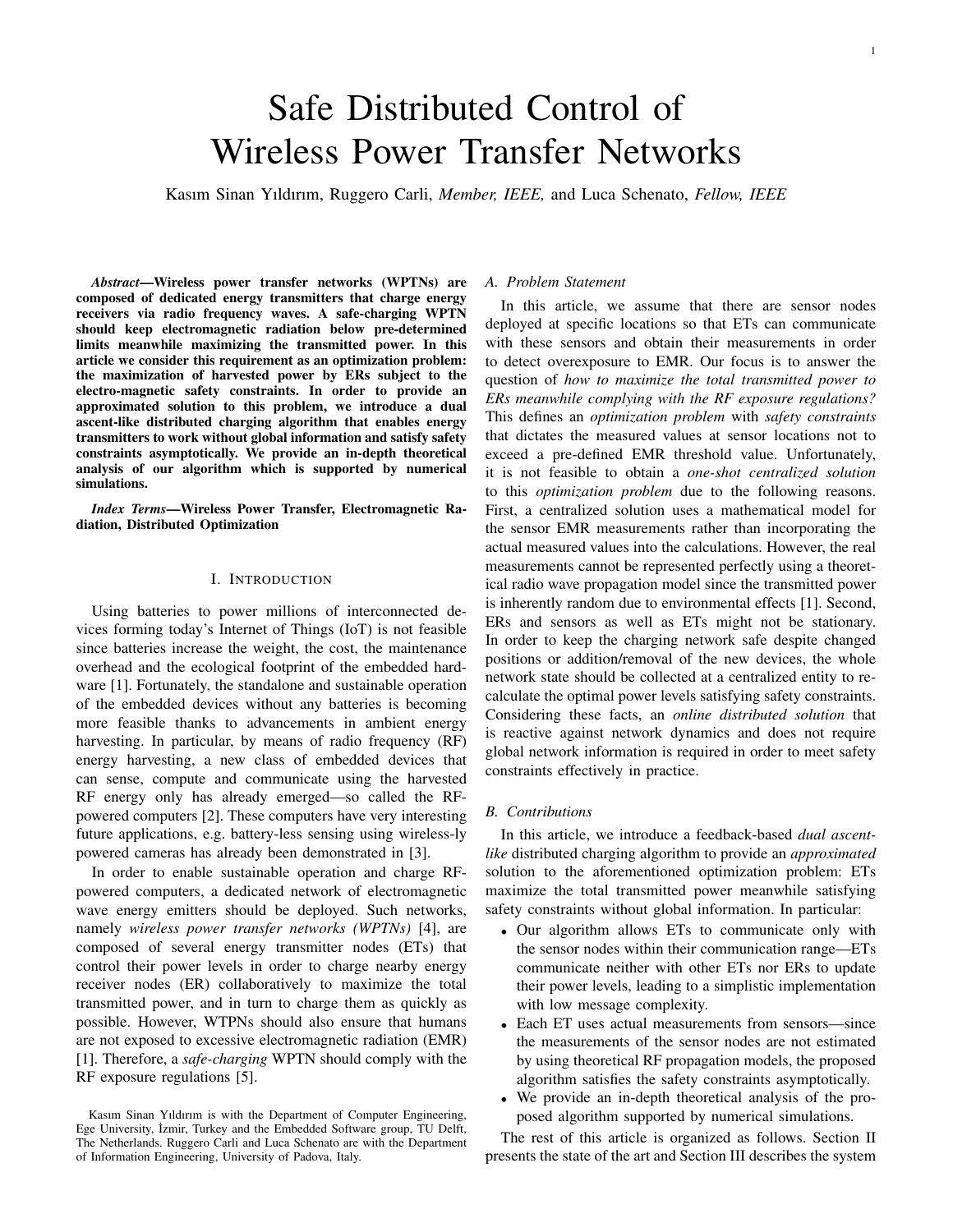# Safe Distributed Control of Wireless Power Transfer Networks

Kasım Sinan Yıldırım, Ruggero Carli, *Member, IEEE,* and Luca Schenato, *Fellow, IEEE*

***Abstract*—Wireless power transfer networks (WPTNs) are composed of dedicated energy transmitters that charge energy receivers via radio frequency waves. A safe-charging WPTN should keep electromagnetic radiation below pre-determined limits meanwhile maximizing the transmitted power. In this article we consider this requirement as an optimization problem: the maximization of harvested power by ERs subject to the electro-magnetic safety constraints. In order to provide an approximated solution to this problem, we introduce a dual ascent-like distributed charging algorithm that enables energy transmitters to work without global information and satisfy safety constraints asymptotically. We provide an in-depth theoretical analysis of our algorithm which is supported by numerical simulations.**

***Index Terms*—Wireless Power Transfer, Electromagnetic Radiation, Distributed Optimization**

## I. Introduction

Using batteries to power millions of interconnected devices forming today's Internet of Things (IoT) is not feasible since batteries increase the weight, the cost, the maintenance overhead and the ecological footprint of the embedded hardware [1]. Fortunately, the standalone and sustainable operation of the embedded devices without any batteries is becoming more feasible thanks to advancements in ambient energy harvesting. In particular, by means of radio frequency (RF) energy harvesting, a new class of embedded devices that can sense, compute and communicate using the harvested RF energy only has already emerged—so called the RF-powered computers [2]. These computers have very interesting future applications, e.g. battery-less sensing using wireless-ly powered cameras has already been demonstrated in [3].

In order to enable sustainable operation and charge RF-powered computers, a dedicated network of electromagnetic wave energy emitters should be deployed. Such networks, namely *wireless power transfer networks (WPTNs)* [4], are composed of several energy transmitter nodes (ETs) that control their power levels in order to charge nearby energy receiver nodes (ER) collaboratively to maximize the total transmitted power, and in turn to charge them as quickly as possible. However, WTPNs should also ensure that humans are not exposed to excessive electromagnetic radiation (EMR) [1]. Therefore, a *safe-charging* WPTN should comply with the RF exposure regulations [5].

Kasım Sinan Yıldırım is with the Department of Computer Engineering, Ege University, İzmir, Turkey and the Embedded Software group, TU Delft, The Netherlands. Ruggero Carli and Luca Schenato are with the Department of Information Engineering, University of Padova, Italy.

### A. Problem Statement

In this article, we assume that there are sensor nodes deployed at specific locations so that ETs can communicate with these sensors and obtain their measurements in order to detect overexposure to EMR. Our focus is to answer the question of *how to maximize the total transmitted power to ERs meanwhile complying with the RF exposure regulations?* This defines an *optimization problem* with *safety constraints* that dictates the measured values at sensor locations not to exceed a pre-defined EMR threshold value. Unfortunately, it is not feasible to obtain a *one-shot centralized solution* to this *optimization problem* due to the following reasons. First, a centralized solution uses a mathematical model for the sensor EMR measurements rather than incorporating the actual measured values into the calculations. However, the real measurements cannot be represented perfectly using a theoretical radio wave propagation model since the transmitted power is inherently random due to environmental effects [1]. Second, ERs and sensors as well as ETs might not be stationary. In order to keep the charging network safe despite changed positions or addition/removal of the new devices, the whole network state should be collected at a centralized entity to re-calculate the optimal power levels satisfying safety constraints. Considering these facts, an *online distributed solution* that is reactive against network dynamics and does not require global network information is required in order to meet safety constraints effectively in practice.

### B. Contributions

In this article, we introduce a feedback-based *dual ascent-like* distributed charging algorithm to provide an *approximated* solution to the aforementioned optimization problem: ETs maximize the total transmitted power meanwhile satisfying safety constraints without global information. In particular:

- Our algorithm allows ETs to communicate only with the sensor nodes within their communication range—ETs communicate neither with other ETs nor ERs to update their power levels, leading to a simplistic implementation with low message complexity.
- Each ET uses actual measurements from sensors—since the measurements of the sensor nodes are not estimated by using theoretical RF propagation models, the proposed algorithm satisfies the safety constraints asymptotically.
- We provide an in-depth theoretical analysis of the proposed algorithm supported by numerical simulations.

The rest of this article is organized as follows. Section II presents the state of the art and Section III describes the system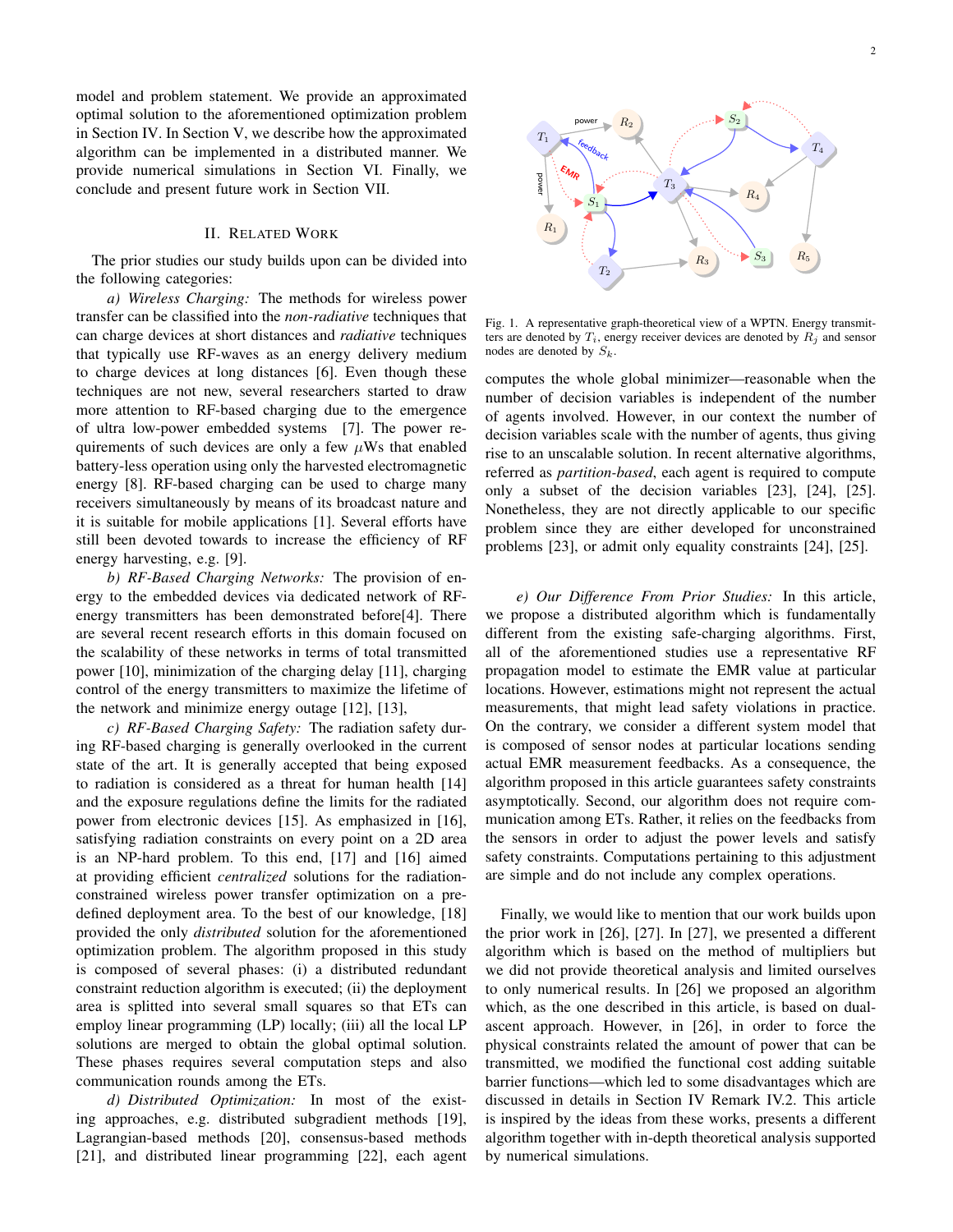model and problem statement. We provide an approximated optimal solution to the aforementioned optimization problem in Section IV. In Section V, we describe how the approximated algorithm can be implemented in a distributed manner. We provide numerical simulations in Section VI. Finally, we conclude and present future work in Section VII.

## II. Related Work

The prior studies our study builds upon can be divided into the following categories:

*a) Wireless Charging:* The methods for wireless power transfer can be classified into the *non-radiative* techniques that can charge devices at short distances and *radiative* techniques that typically use RF-waves as an energy delivery medium to charge devices at long distances [6]. Even though these techniques are not new, several researchers started to draw more attention to RF-based charging due to the emergence of ultra low-power embedded systems [7]. The power requirements of such devices are only a few $\mu$Ws that enabled battery-less operation using only the harvested electromagnetic energy [8]. RF-based charging can be used to charge many receivers simultaneously by means of its broadcast nature and it is suitable for mobile applications [1]. Several efforts have still been devoted towards to increase the efficiency of RF energy harvesting, e.g. [9].

*b) RF-Based Charging Networks:* The provision of energy to the embedded devices via dedicated network of RF-energy transmitters has been demonstrated before[4]. There are several recent research efforts in this domain focused on the scalability of these networks in terms of total transmitted power [10], minimization of the charging delay [11], charging control of the energy transmitters to maximize the lifetime of the network and minimize energy outage [12], [13],

*c) RF-Based Charging Safety:* The radiation safety during RF-based charging is generally overlooked in the current state of the art. It is generally accepted that being exposed to radiation is considered as a threat for human health [14] and the exposure regulations define the limits for the radiated power from electronic devices [15]. As emphasized in [16], satisfying radiation constraints on every point on a 2D area is an NP-hard problem. To this end, [17] and [16] aimed at providing efficient *centralized* solutions for the radiation-constrained wireless power transfer optimization on a pre-defined deployment area. To the best of our knowledge, [18] provided the only *distributed* solution for the aforementioned optimization problem. The algorithm proposed in this study is composed of several phases: (i) a distributed redundant constraint reduction algorithm is executed; (ii) the deployment area is splitted into several small squares so that ETs can employ linear programming (LP) locally; (iii) all the local LP solutions are merged to obtain the global optimal solution. These phases requires several computation steps and also communication rounds among the ETs.

*d) Distributed Optimization:* In most of the existing approaches, e.g. distributed subgradient methods [19], Lagrangian-based methods [20], consensus-based methods [21], and distributed linear programming [22], each agent computes the whole global minimizer—reasonable when the number of decision variables is independent of the number of agents involved. However, in our context the number of decision variables scale with the number of agents, thus giving rise to an unscalable solution. In recent alternative algorithms, referred as *partition-based*, each agent is required to compute only a subset of the decision variables [23], [24], [25]. Nonetheless, they are not directly applicable to our specific problem since they are either developed for unconstrained problems [23], or admit only equality constraints [24], [25].

Fig. 1. A representative graph-theoretical view of a WPTN. Energy transmitters are denoted by $T_i$, energy receiver devices are denoted by $R_j$ and sensor nodes are denoted by $S_k$.

*e) Our Difference From Prior Studies:* In this article, we propose a distributed algorithm which is fundamentally different from the existing safe-charging algorithms. First, all of the aforementioned studies use a representative RF propagation model to estimate the EMR value at particular locations. However, estimations might not represent the actual measurements, that might lead safety violations in practice. On the contrary, we consider a different system model that is composed of sensor nodes at particular locations sending actual EMR measurement feedbacks. As a consequence, the algorithm proposed in this article guarantees safety constraints asymptotically. Second, our algorithm does not require communication among ETs. Rather, it relies on the feedbacks from the sensors in order to adjust the power levels and satisfy safety constraints. Computations pertaining to this adjustment are simple and do not include any complex operations.

Finally, we would like to mention that our work builds upon the prior work in [26], [27]. In [27], we presented a different algorithm which is based on the method of multipliers but we did not provide theoretical analysis and limited ourselves to only numerical results. In [26] we proposed an algorithm which, as the one described in this article, is based on dual-ascent approach. However, in [26], in order to force the physical constraints related the amount of power that can be transmitted, we modified the functional cost adding suitable barrier functions—which led to some disadvantages which are discussed in details in Section IV Remark IV.2. This article is inspired by the ideas from these works, presents a different algorithm together with in-depth theoretical analysis supported by numerical simulations.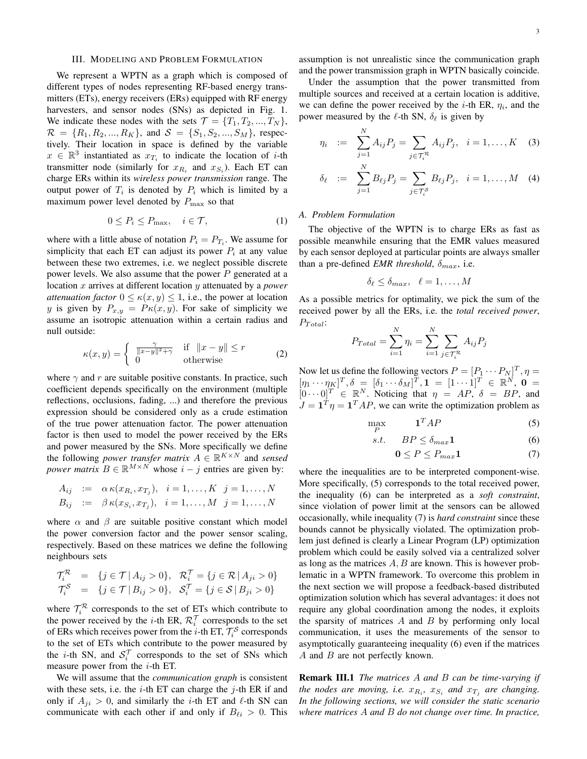## III. Modeling and Problem Formulation

We represent a WPTN as a graph which is composed of different types of nodes representing RF-based energy transmitters (ETs), energy receivers (ERs) equipped with RF energy harvesters, and sensor nodes (SNs) as depicted in Fig. 1. We indicate these nodes with the sets $\mathcal{T} = \{T_1, T_2, ..., T_N\}$, $\mathcal{R} = \{R_1, R_2, ..., R_K\}$, and $\mathcal{S} = \{S_1, S_2, ..., S_M\}$, respectively. Their location in space is defined by the variable $x \in \mathbb{R}^3$ instantiated as $x_{T_i}$ to indicate the location of $i$-th transmitter node (similarly for $x_{R_i}$ and $x_{S_i}$). Each ET can charge ERs within its *wireless power transmission* range. The output power of $T_i$ is denoted by $P_i$ which is limited by a maximum power level denoted by $P_{\max}$ so that

$$0 \le P_i \le P_{\max}, \quad i \in \mathcal{T}, \tag{1}$$

where with a little abuse of notation $P_i = P_{T_i}$. We assume for simplicity that each ET can adjust its power $P_i$ at any value between these two extremes, i.e. we neglect possible discrete power levels. We also assume that the power $P$ generated at a location $x$ arrives at different location $y$ attenuated by a *power attenuation factor* $0 \le \kappa(x, y) \le 1$, i.e., the power at location $y$ is given by $P_{x,y} = P\kappa(x, y)$. For sake of simplicity we assume an isotropic attenuation within a certain radius and null outside:

$$\kappa(x, y) = \begin{cases} \frac{\gamma}{\|x-y\|^2+\gamma} & \text{if } \|x - y\| \le r \\ 0 & \text{otherwise} \end{cases} \tag{2}$$

where $\gamma$ and $r$ are suitable positive constants. In practice, such coefficient depends specifically on the environment (multiple reflections, occlusions, fading, ...) and therefore the previous expression should be considered only as a crude estimation of the true power attenuation factor. The power attenuation factor is then used to model the power received by the ERs and power measured by the SNs. More specifically we define the following *power transfer matrix* $A \in \mathbb{R}^{K\times N}$ and *sensed power matrix* $B \in \mathbb{R}^{M\times N}$ whose $i-j$ entries are given by:

$$\begin{aligned} A_{ij} &:= \alpha\, \kappa(x_{R_i}, x_{T_j}), \quad i = 1, \ldots, K \quad j = 1, \ldots, N \\ B_{ij} &:= \beta\, \kappa(x_{S_i}, x_{T_j}), \quad i = 1, \ldots, M \quad j = 1, \ldots, N \end{aligned}$$

where $\alpha$ and $\beta$ are suitable positive constant which model the power conversion factor and the power sensor scaling, respectively. Based on these matrices we define the following neighbours sets

$$\begin{aligned} \mathcal{T}_i^{\mathcal{R}} &= \{j \in \mathcal{T} \mid A_{ij} > 0\}, \quad \mathcal{R}_i^{\mathcal{T}} = \{j \in \mathcal{R} \mid A_{ji} > 0\} \\ \mathcal{T}_i^{\mathcal{S}} &= \{j \in \mathcal{T} \mid B_{ij} > 0\}, \quad \mathcal{S}_i^{\mathcal{T}} = \{j \in \mathcal{S} \mid B_{ji} > 0\} \end{aligned}$$

where $\mathcal{T}_i^{\mathcal{R}}$ corresponds to the set of ETs which contribute to the power received by the $i$-th ER, $\mathcal{R}_i^{\mathcal{T}}$ corresponds to the set of ERs which receives power from the $i$-th ET, $\mathcal{T}_i^{\mathcal{S}}$ corresponds to the set of ETs which contribute to the power measured by the $i$-th SN, and $\mathcal{S}_i^{\mathcal{T}}$ corresponds to the set of SNs which measure power from the $i$-th ET.

We will assume that the *communication graph* is consistent with these sets, i.e. the $i$-th ET can charge the $j$-th ER if and only if $A_{ji} > 0$, and similarly the $i$-th ET and $\ell$-th SN can communicate with each other if and only if $B_{\ell i} > 0$. This assumption is not unrealistic since the communication graph and the power transmission graph in WPTN basically coincide.

Under the assumption that the power transmitted from multiple sources and received at a certain location is additive, we can define the power received by the $i$-th ER, $\eta_i$, and the power measured by the $\ell$-th SN, $\delta_\ell$ is given by

$$\eta_i := \sum_{j=1}^{N} A_{ij}P_j = \sum_{j\in\mathcal{T}_i^{\mathcal{R}}} A_{ij}P_j, \quad i = 1, \ldots, K \tag{3}$$

$$\delta_\ell := \sum_{j=1}^{N} B_{\ell j}P_j = \sum_{j\in\mathcal{T}_i^{\mathcal{S}}} B_{\ell j}P_j, \quad i = 1, \ldots, M \tag{4}$$

### A. Problem Formulation

The objective of the WPTN is to charge ERs as fast as possible meanwhile ensuring that the EMR values measured by each sensor deployed at particular points are always smaller than a pre-defined *EMR threshold*, $\delta_{max}$, i.e.

$$\delta_\ell \le \delta_{max}, \quad \ell = 1, \ldots, M$$

As a possible metrics for optimality, we pick the sum of the received power by all the ERs, i.e. the *total received power*, $P_{Total}$:

$$P_{Total} = \sum_{i=1}^{N} \eta_i = \sum_{i=1}^{N} \sum_{j\in\mathcal{T}_i^{\mathcal{R}}} A_{ij}P_j$$

Now let us define the following vectors $P = [P_1 \cdots P_N]^T, \eta = [\eta_1 \cdots \eta_K]^T, \delta = [\delta_1 \cdots \delta_M]^T, \mathbf{1} = [1 \cdots 1]^T \in \mathbb{R}^N$, $\mathbf{0} = [0 \cdots 0]^T \in \mathbb{R}^N$. Noticing that $\eta = AP$, $\delta = BP$, and $J = \mathbf{1}^T\eta = \mathbf{1}^T AP$, we can write the optimization problem as

$$\max_{P} \quad \mathbf{1}^T AP \tag{5}$$

$$s.t. \quad BP \le \delta_{max}\mathbf{1} \tag{6}$$

$$\mathbf{0} \le P \le P_{max}\mathbf{1} \tag{7}$$

where the inequalities are to be interpreted component-wise. More specifically, (5) corresponds to the total received power, the inequality (6) can be interpreted as a *soft constraint*, since violation of power limit at the sensors can be allowed occasionally, while inequality (7) is *hard constraint* since these bounds cannot be physically violated. The optimization problem just defined is clearly a Linear Program (LP) optimization problem which could be easily solved via a centralized solver as long as the matrices $A, B$ are known. This is however problematic in a WPTN framework. To overcome this problem in the next section we will propose a feedback-based distributed optimization solution which has several advantages: it does not require any global coordination among the nodes, it exploits the sparsity of matrices $A$ and $B$ by performing only local communication, it uses the measurements of the sensor to asymptotically guaranteeing inequality (6) even if the matrices $A$ and $B$ are not perfectly known.

**Remark III.1** *The matrices $A$ and $B$ can be time-varying if the nodes are moving, i.e. $x_{R_i}$, $x_{S_i}$ and $x_{T_j}$ are changing. In the following sections, we will consider the static scenario where matrices $A$ and $B$ do not change over time. In practice,*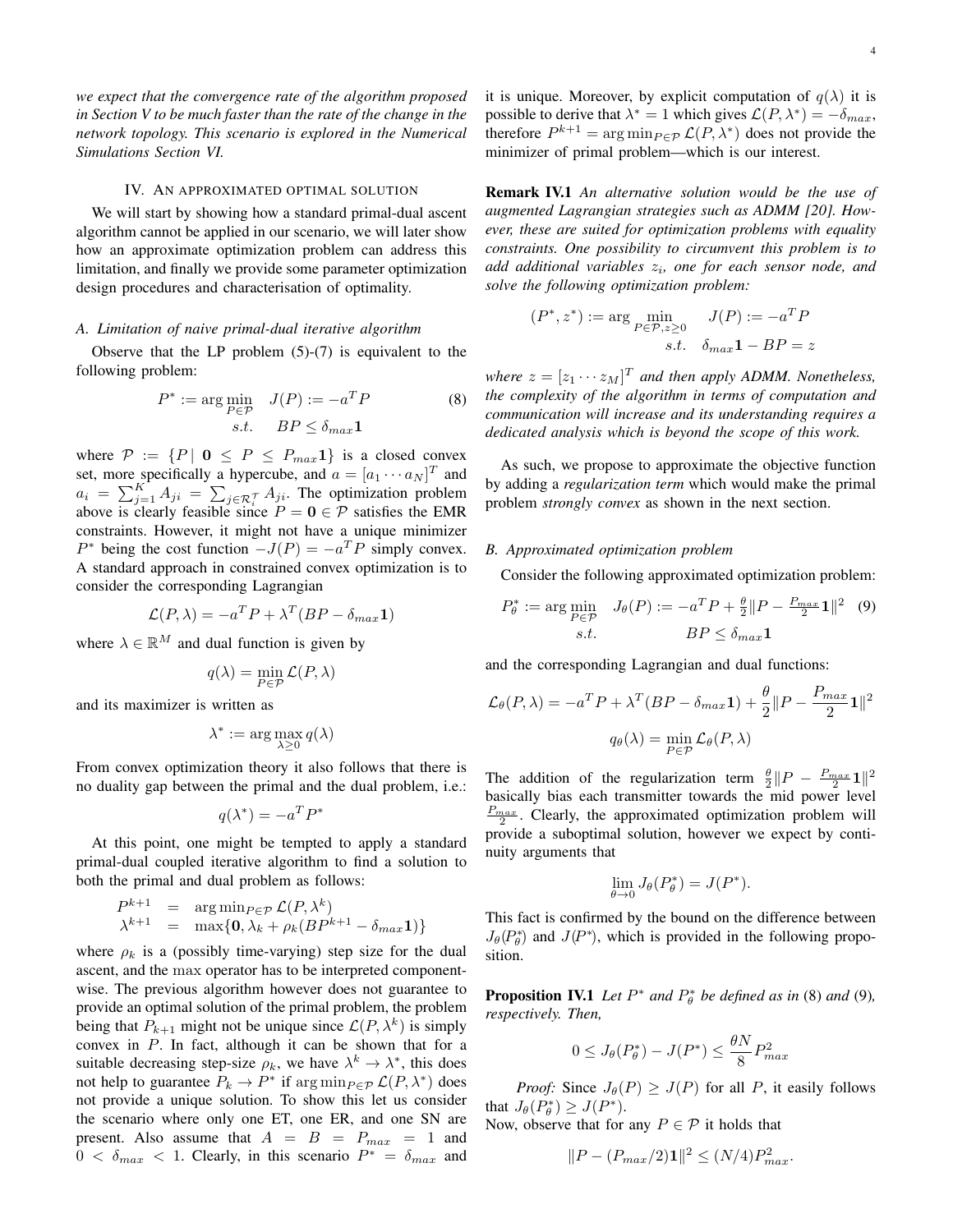*we expect that the convergence rate of the algorithm proposed in Section V to be much faster than the rate of the change in the network topology. This scenario is explored in the Numerical Simulations Section VI.*

## IV. An approximated optimal solution

We will start by showing how a standard primal-dual ascent algorithm cannot be applied in our scenario, we will later show how an approximate optimization problem can address this limitation, and finally we provide some parameter optimization design procedures and characterisation of optimality.

### A. Limitation of naive primal-dual iterative algorithm

Observe that the LP problem (5)-(7) is equivalent to the following problem:

$$P^* := \arg\min_{P\in\mathcal{P}} \quad J(P) := -a^T P \qquad (8)$$
$$s.t. \quad BP \le \delta_{max}\mathbf{1}$$

where $\mathcal{P} := \{P \mid \mathbf{0} \le P \le P_{max}\mathbf{1}\}$ is a closed convex set, more specifically a hypercube, and $a = [a_1 \cdots a_N]^T$ and $a_i = \sum_{j=1}^{K} A_{ji} = \sum_{j\in\mathcal{R}_i^T} A_{ji}$. The optimization problem above is clearly feasible since $P = \mathbf{0} \in \mathcal{P}$ satisfies the EMR constraints. However, it might not have a unique minimizer $P^*$ being the cost function $-J(P) = -a^T P$ simply convex. A standard approach in constrained convex optimization is to consider the corresponding Lagrangian

$$\mathcal{L}(P,\lambda) = -a^T P + \lambda^T(BP - \delta_{max}\mathbf{1})$$

where $\lambda \in \mathbb{R}^M$ and dual function is given by

$$q(\lambda) = \min_{P\in\mathcal{P}} \mathcal{L}(P,\lambda)$$

and its maximizer is written as

$$\lambda^* := \arg\max_{\lambda\ge 0} q(\lambda)$$

From convex optimization theory it also follows that there is no duality gap between the primal and the dual problem, i.e.:

$$q(\lambda^*) = -a^T P^*$$

At this point, one might be tempted to apply a standard primal-dual coupled iterative algorithm to find a solution to both the primal and dual problem as follows:

$$\begin{aligned} P^{k+1} &= \arg\min_{P\in\mathcal{P}} \mathcal{L}(P,\lambda^k) \\ \lambda^{k+1} &= \max\{\mathbf{0}, \lambda_k + \rho_k(BP^{k+1} - \delta_{max}\mathbf{1})\} \end{aligned}$$

where $\rho_k$ is a (possibly time-varying) step size for the dual ascent, and the max operator has to be interpreted componentwise. The previous algorithm however does not guarantee to provide an optimal solution of the primal problem, the problem being that $P_{k+1}$ might not be unique since $\mathcal{L}(P,\lambda^k)$ is simply convex in $P$. In fact, although it can be shown that for a suitable decreasing step-size $\rho_k$, we have $\lambda^k \to \lambda^*$, this does not help to guarantee $P_k \to P^*$ if $\arg\min_{P\in\mathcal{P}} \mathcal{L}(P,\lambda^*)$ does not provide a unique solution. To show this let us consider the scenario where only one ET, one ER, and one SN are present. Also assume that $A = B = P_{max} = 1$ and $0 < \delta_{max} < 1$. Clearly, in this scenario $P^* = \delta_{max}$ and it is unique. Moreover, by explicit computation of $q(\lambda)$ it is possible to derive that $\lambda^* = 1$ which gives $\mathcal{L}(P,\lambda^*) = -\delta_{max}$, therefore $P^{k+1} = \arg\min_{P\in\mathcal{P}} \mathcal{L}(P,\lambda^*)$ does not provide the minimizer of primal problem—which is our interest.

**Remark IV.1** *An alternative solution would be the use of augmented Lagrangian strategies such as ADMM [20]. However, these are suited for optimization problems with equality constraints. One possibility to circumvent this problem is to add additional variables $z_i$, one for each sensor node, and solve the following optimization problem:*

$$(P^*, z^*) := \arg\min_{P\in\mathcal{P}, z\ge 0} \quad J(P) := -a^T P$$
$$s.t. \quad \delta_{max}\mathbf{1} - BP = z$$

*where $z = [z_1 \cdots z_M]^T$ and then apply ADMM. Nonetheless, the complexity of the algorithm in terms of computation and communication will increase and its understanding requires a dedicated analysis which is beyond the scope of this work.*

As such, we propose to approximate the objective function by adding a *regularization term* which would make the primal problem *strongly convex* as shown in the next section.

### B. Approximated optimization problem

Consider the following approximated optimization problem:

$$P^*_\theta := \arg\min_{P\in\mathcal{P}} \quad J_\theta(P) := -a^T P + \tfrac{\theta}{2}\|P - \tfrac{P_{max}}{2}\mathbf{1}\|^2 \quad (9)$$
$$s.t. \quad BP \le \delta_{max}\mathbf{1}$$

and the corresponding Lagrangian and dual functions:

$$\mathcal{L}_\theta(P,\lambda) = -a^T P + \lambda^T(BP - \delta_{max}\mathbf{1}) + \frac{\theta}{2}\|P - \frac{P_{max}}{2}\mathbf{1}\|^2$$

$$q_\theta(\lambda) = \min_{P\in\mathcal{P}} \mathcal{L}_\theta(P,\lambda)$$

The addition of the regularization term $\frac{\theta}{2}\|P - \frac{P_{max}}{2}\mathbf{1}\|^2$ basically bias each transmitter towards the mid power level $\frac{P_{max}}{2}$. Clearly, the approximated optimization problem will provide a suboptimal solution, however we expect by continuity arguments that

$$\lim_{\theta\to 0} J_\theta(P^*_\theta) = J(P^*).$$

This fact is confirmed by the bound on the difference between $J_\theta(P^*_\theta)$ and $J(P^*)$, which is provided in the following proposition.

**Proposition IV.1** *Let $P^*$ and $P^*_\theta$ be defined as in* (8) *and* (9)*, respectively. Then,*

$$0 \le J_\theta(P^*_\theta) - J(P^*) \le \frac{\theta N}{8} P^2_{max}$$

*Proof:* Since $J_\theta(P) \ge J(P)$ for all $P$, it easily follows that $J_\theta(P^*_\theta) \ge J(P^*)$.
Now, observe that for any $P \in \mathcal{P}$ it holds that

$$\|P - (P_{max}/2)\mathbf{1}\|^2 \le (N/4)P^2_{max}.$$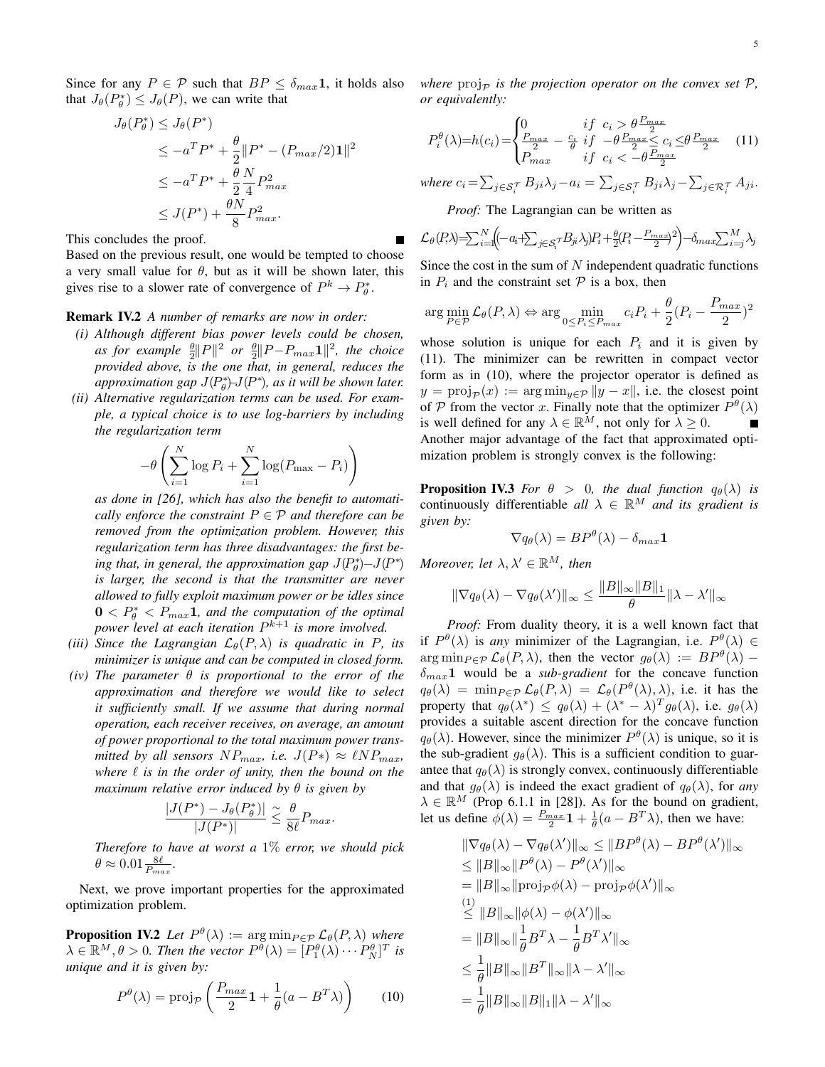Since for any $P \in \mathcal{P}$ such that $BP \leq \delta_{max}\mathbf{1}$, it holds also that $J_\theta(P^*_\theta) \leq J_\theta(P)$, we can write that

$$
\begin{aligned}
J_\theta(P^*_\theta) &\leq J_\theta(P^*) \\
&\leq -a^T P^* + \frac{\theta}{2}\|P^* - (P_{max}/2)\mathbf{1}\|^2 \\
&\leq -a^T P^* + \frac{\theta}{2}\frac{N}{4}P_{max}^2 \\
&\leq J(P^*) + \frac{\theta N}{8}P_{max}^2.
\end{aligned}
$$

This concludes the proof. ∎

Based on the previous result, one would be tempted to choose a very small value for $\theta$, but as it will be shown later, this gives rise to a slower rate of convergence of $P^k \to P^*_\theta$.

**Remark IV.2** *A number of remarks are now in order:*

*(i) Although different bias power levels could be chosen, as for example $\frac{\theta}{2}\|P\|^2$ or $\frac{\theta}{2}\|P - P_{max}\mathbf{1}\|^2$, the choice provided above, is the one that, in general, reduces the approximation gap $J(P^*_\theta) - J(P^*)$, as it will be shown later.*

*(ii) Alternative regularization terms can be used. For example, a typical choice is to use log-barriers by including the regularization term*

$$
-\theta\left(\sum_{i=1}^N \log P_i + \sum_{i=1}^N \log(P_{\max} - P_i)\right)
$$

*as done in [26], which has also the benefit to automatically enforce the constraint $P \in \mathcal{P}$ and therefore can be removed from the optimization problem. However, this regularization term has three disadvantages: the first being that, in general, the approximation gap $J(P^*_\theta) - J(P^*)$ is larger, the second is that the transmitter are never allowed to fully exploit maximum power or be idles since $\mathbf{0} < P^*_\theta < P_{max}\mathbf{1}$, and the computation of the optimal power level at each iteration $P^{k+1}$ is more involved.*

*(iii) Since the Lagrangian $\mathcal{L}_\theta(P, \lambda)$ is quadratic in $P$, its minimizer is unique and can be computed in closed form.*

*(iv) The parameter $\theta$ is proportional to the error of the approximation and therefore we would like to select it sufficiently small. If we assume that during normal operation, each receiver receives, on average, an amount of power proportional to the total maximum power transmitted by all sensors $NP_{max}$, i.e. $J(P*) \approx \ell N P_{max}$, where $\ell$ is in the order of unity, then the bound on the maximum relative error induced by $\theta$ is given by*

$$
\frac{|J(P^*) - J_\theta(P^*_\theta)|}{|J(P^*)|} \underset{\sim}{\leq} \frac{\theta}{8\ell}P_{max}.
$$

*Therefore to have at worst a 1% error, we should pick $\theta \approx 0.01\frac{8\ell}{P_{max}}$.*

Next, we prove important properties for the approximated optimization problem.

**Proposition IV.2** *Let $P^\theta(\lambda) := \arg\min_{P\in\mathcal{P}} \mathcal{L}_\theta(P, \lambda)$ where $\lambda \in \mathbb{R}^M, \theta > 0$. Then the vector $P^\theta(\lambda) = [P_1^\theta(\lambda) \cdots P_N^\theta]^T$ is unique and it is given by:*

$$
P^\theta(\lambda) = \mathrm{proj}_{\mathcal{P}}\left(\frac{P_{max}}{2}\mathbf{1} + \frac{1}{\theta}(a - B^T\lambda)\right) \tag{10}
$$

*where $\mathrm{proj}_{\mathcal{P}}$ is the projection operator on the convex set $\mathcal{P}$, or equivalently:*

$$
P_i^\theta(\lambda) = h(c_i) = \begin{cases} 0 & if \ \ c_i > \theta\frac{P_{max}}{2} \\ \frac{P_{max}}{2} - \frac{c_i}{\theta} & if \ \ -\theta\frac{P_{max}}{2} \leq c_i \leq \theta\frac{P_{max}}{2} \\ P_{max} & if \ \ c_i < -\theta\frac{P_{max}}{2} \end{cases} \tag{11}
$$

*where $c_i = \sum_{j\in\mathcal{S}_i^\mathcal{T}} B_{ji}\lambda_j - a_i = \sum_{j\in\mathcal{S}_i^\mathcal{T}} B_{ji}\lambda_j - \sum_{j\in\mathcal{R}_i^\mathcal{T}} A_{ji}$.*

*Proof:* The Lagrangian can be written as

$$
\mathcal{L}_\theta(P,\lambda) = \sum_{i=1}^N\left(\left(-a_i + \sum_{j\in\mathcal{S}_i^\mathcal{T}} B_{ji}\lambda_j\right)P_i + \frac{\theta}{2}(P_i - \frac{P_{max}}{2})^2\right) - \delta_{max}\sum_{i=j}^M \lambda_j
$$

Since the cost in the sum of $N$ independent quadratic functions in $P_i$ and the constraint set $\mathcal{P}$ is a box, then

$$
\arg\min_{P\in\mathcal{P}} \mathcal{L}_\theta(P,\lambda) \Leftrightarrow \arg\min_{0\leq P_i\leq P_{max}} c_iP_i + \frac{\theta}{2}(P_i - \frac{P_{max}}{2})^2
$$

whose solution is unique for each $P_i$ and it is given by (11). The minimizer can be rewritten in compact vector form as in (10), where the projector operator is defined as $y = \mathrm{proj}_{\mathcal{P}}(x) := \arg\min_{y\in\mathcal{P}} \|y - x\|$, i.e. the closest point of $\mathcal{P}$ from the vector $x$. Finally note that the optimizer $P^\theta(\lambda)$ is well defined for any $\lambda \in \mathbb{R}^M$, not only for $\lambda \geq 0$. ∎

Another major advantage of the fact that approximated optimization problem is strongly convex is the following:

**Proposition IV.3** *For $\theta > 0$, the dual function $q_\theta(\lambda)$ is continuously differentiable all $\lambda \in \mathbb{R}^M$ and its gradient is given by:*

$$
\nabla q_\theta(\lambda) = BP^\theta(\lambda) - \delta_{max}\mathbf{1}
$$

*Moreover, let $\lambda, \lambda' \in \mathbb{R}^M$, then*

$$
\|\nabla q_\theta(\lambda) - \nabla q_\theta(\lambda')\|_\infty \leq \frac{\|B\|_\infty\|B\|_1}{\theta}\|\lambda - \lambda'\|_\infty
$$

*Proof:* From duality theory, it is a well known fact that if $P^\theta(\lambda)$ is *any* minimizer of the Lagrangian, i.e. $P^\theta(\lambda) \in \arg\min_{P\in\mathcal{P}} \mathcal{L}_\theta(P,\lambda)$, then the vector $g_\theta(\lambda) := BP^\theta(\lambda) - \delta_{max}\mathbf{1}$ would be a *sub-gradient* for the concave function $q_\theta(\lambda) = \min_{P\in\mathcal{P}} \mathcal{L}_\theta(P,\lambda) = \mathcal{L}_\theta(P^\theta(\lambda),\lambda)$, i.e. it has the property that $q_\theta(\lambda^*) \leq q_\theta(\lambda) + (\lambda^* - \lambda)^T g_\theta(\lambda)$, i.e. $g_\theta(\lambda)$ provides a suitable ascent direction for the concave function $q_\theta(\lambda)$. However, since the minimizer $P^\theta(\lambda)$ is unique, so it is the sub-gradient $g_\theta(\lambda)$. This is a sufficient condition to guarantee that $q_\theta(\lambda)$ is strongly convex, continuously differentiable and that $g_\theta(\lambda)$ is indeed the exact gradient of $q_\theta(\lambda)$, for *any* $\lambda \in \mathbb{R}^M$ (Prop 6.1.1 in [28]). As for the bound on gradient, let us define $\phi(\lambda) = \frac{P_{max}}{2}\mathbf{1} + \frac{1}{\theta}(a - B^T\lambda)$, then we have:

$$
\begin{aligned}
&\|\nabla q_\theta(\lambda) - \nabla q_\theta(\lambda')\|_\infty \leq \|BP^\theta(\lambda) - BP^\theta(\lambda')\|_\infty \\
&\leq \|B\|_\infty\|P^\theta(\lambda) - P^\theta(\lambda')\|_\infty \\
&= \|B\|_\infty\|\mathrm{proj}_{\mathcal{P}}\phi(\lambda) - \mathrm{proj}_{\mathcal{P}}\phi(\lambda')\|_\infty \\
&\overset{(1)}{\leq} \|B\|_\infty\|\phi(\lambda) - \phi(\lambda')\|_\infty \\
&= \|B\|_\infty\|\frac{1}{\theta}B^T\lambda - \frac{1}{\theta}B^T\lambda'\|_\infty \\
&\leq \frac{1}{\theta}\|B\|_\infty\|B^T\|_\infty\|\lambda - \lambda'\|_\infty \\
&= \frac{1}{\theta}\|B\|_\infty\|B\|_1\|\lambda - \lambda'\|_\infty
\end{aligned}
$$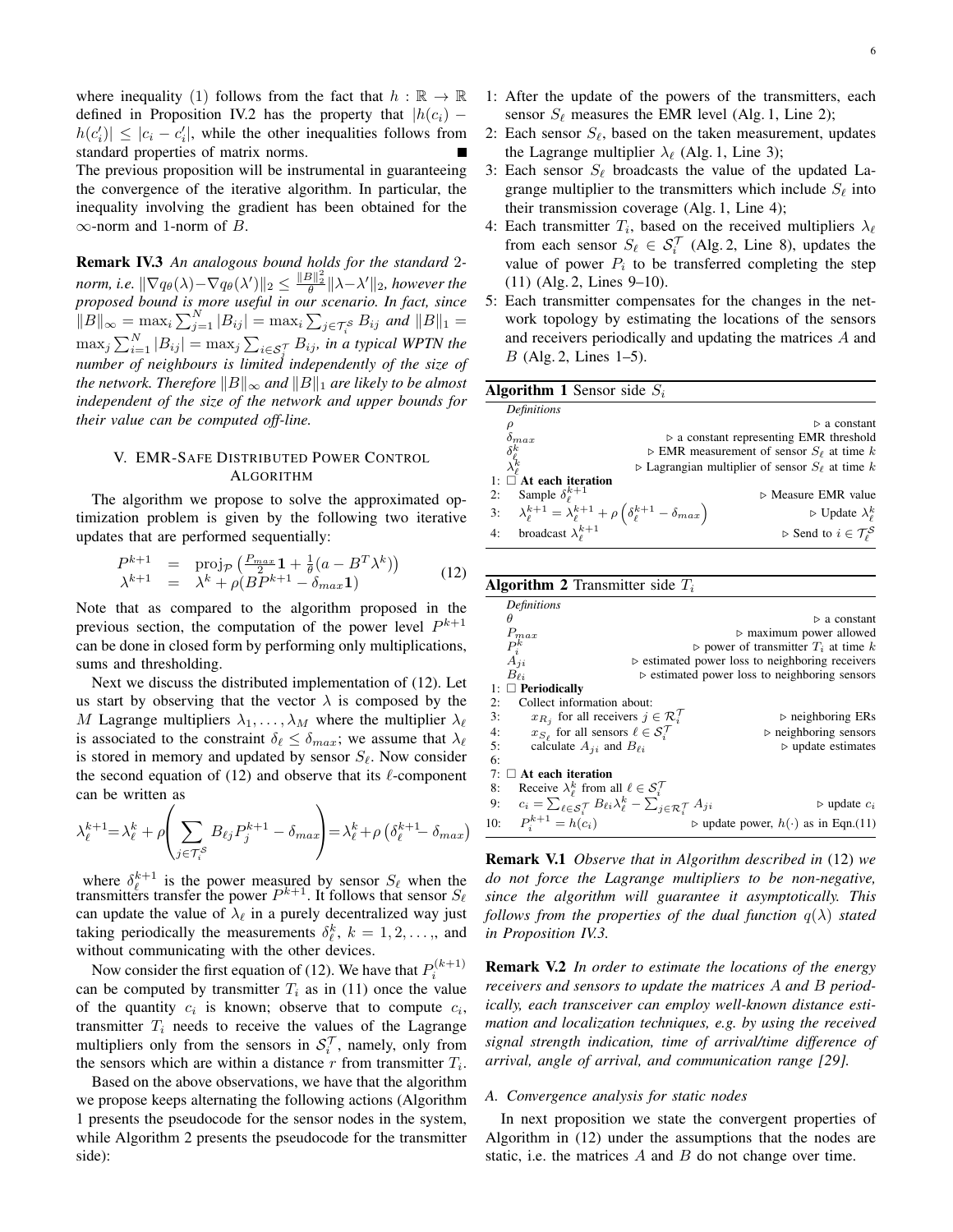where inequality (1) follows from the fact that $h : \mathbb{R} \to \mathbb{R}$ defined in Proposition IV.2 has the property that $|h(c_i) - h(c_i')| \leq |c_i - c_i'|$, while the other inequalities follows from standard properties of matrix norms. ■

The previous proposition will be instrumental in guaranteeing the convergence of the iterative algorithm. In particular, the inequality involving the gradient has been obtained for the $\infty$-norm and 1-norm of $B$.

**Remark IV.3** *An analogous bound holds for the standard 2-norm, i.e. $\|\nabla q_\theta(\lambda) - \nabla q_\theta(\lambda')\|_2 \leq \frac{\|B\|_2^2}{\theta}\|\lambda - \lambda'\|_2$, however the proposed bound is more useful in our scenario. In fact, since $\|B\|_\infty = \max_i \sum_{j=1}^N |B_{ij}| = \max_i \sum_{j \in \mathcal{T}_i^S} B_{ij}$ and $\|B\|_1 = \max_j \sum_{i=1}^N |B_{ij}| = \max_j \sum_{i \in \mathcal{S}_j^T} B_{ij}$, in a typical WPTN the number of neighbours is limited independently of the size of the network. Therefore $\|B\|_\infty$ and $\|B\|_1$ are likely to be almost independent of the size of the network and upper bounds for their value can be computed off-line.*

## V. EMR-Safe Distributed Power Control Algorithm

The algorithm we propose to solve the approximated optimization problem is given by the following two iterative updates that are performed sequentially:

$$\begin{aligned} P^{k+1} &= \text{proj}_{\mathcal{P}}\left(\frac{P_{max}}{2}\mathbf{1} + \frac{1}{\theta}(a - B^T\lambda^k)\right) \\ \lambda^{k+1} &= \lambda^k + \rho(BP^{k+1} - \delta_{max}\mathbf{1}) \end{aligned} \tag{12}$$

Note that as compared to the algorithm proposed in the previous section, the computation of the power level $P^{k+1}$ can be done in closed form by performing only multiplications, sums and thresholding.

Next we discuss the distributed implementation of (12). Let us start by observing that the vector $\lambda$ is composed by the $M$ Lagrange multipliers $\lambda_1, \ldots, \lambda_M$ where the multiplier $\lambda_\ell$ is associated to the constraint $\delta_\ell \leq \delta_{max}$; we assume that $\lambda_\ell$ is stored in memory and updated by sensor $S_\ell$. Now consider the second equation of (12) and observe that its $\ell$-component can be written as

$$\lambda_\ell^{k+1} = \lambda_\ell^k + \rho\left(\sum_{j \in \mathcal{T}_i^S} B_{\ell j} P_j^{k+1} - \delta_{max}\right) = \lambda_\ell^k + \rho\left(\delta_\ell^{k+1} - \delta_{max}\right)$$

where $\delta_\ell^{k+1}$ is the power measured by sensor $S_\ell$ when the transmitters transfer the power $P^{k+1}$. It follows that sensor $S_\ell$ can update the value of $\lambda_\ell$ in a purely decentralized way just taking periodically the measurements $\delta_\ell^k$, $k = 1, 2, \ldots,$, and without communicating with the other devices.

Now consider the first equation of (12). We have that $P_i^{(k+1)}$ can be computed by transmitter $T_i$ as in (11) once the value of the quantity $c_i$ is known; observe that to compute $c_i$, transmitter $T_i$ needs to receive the values of the Lagrange multipliers only from the sensors in $\mathcal{S}_i^T$, namely, only from the sensors which are within a distance $r$ from transmitter $T_i$.

Based on the above observations, we have that the algorithm we propose keeps alternating the following actions (Algorithm 1 presents the pseudocode for the sensor nodes in the system, while Algorithm 2 presents the pseudocode for the transmitter side):

1: After the update of the powers of the transmitters, each sensor $S_\ell$ measures the EMR level (Alg. 1, Line 2);
2: Each sensor $S_\ell$, based on the taken measurement, updates the Lagrange multiplier $\lambda_\ell$ (Alg. 1, Line 3);
3: Each sensor $S_\ell$ broadcasts the value of the updated Lagrange multiplier to the transmitters which include $S_\ell$ into their transmission coverage (Alg. 1, Line 4);
4: Each transmitter $T_i$, based on the received multipliers $\lambda_\ell$ from each sensor $S_\ell \in \mathcal{S}_i^T$ (Alg. 2, Line 8), updates the value of power $P_i$ to be transferred completing the step (11) (Alg. 2, Lines 9–10).
5: Each transmitter compensates for the changes in the network topology by estimating the locations of the sensors and receivers periodically and updating the matrices $A$ and $B$ (Alg. 2, Lines 1–5).

**Algorithm 1** Sensor side $S_i$

```
Definitions
  ρ                                  ▷ a constant
  δ_max                              ▷ a constant representing EMR threshold
  δ_ℓ^k                              ▷ EMR measurement of sensor S_ℓ at time k
  λ_ℓ^k                              ▷ Lagrangian multiplier of sensor S_ℓ at time k
1: □ At each iteration
2:    Sample δ_ℓ^{k+1}                          ▷ Measure EMR value
3:    λ_ℓ^{k+1} = λ_ℓ^{k+1} + ρ(δ_ℓ^{k+1} − δ_max)   ▷ Update λ_ℓ^k
4:    broadcast λ_ℓ^{k+1}                       ▷ Send to i ∈ T_ℓ^S
```

**Algorithm 2** Transmitter side $T_i$

```
Definitions
  θ                                  ▷ a constant
  P_max                              ▷ maximum power allowed
  P_i^k                              ▷ power of transmitter T_i at time k
  A_ji                               ▷ estimated power loss to neighboring receivers
  B_ℓi                               ▷ estimated power loss to neighboring sensors
1: □ Periodically
2:    Collect information about:
3:       x_{R_j} for all receivers j ∈ R_i^T       ▷ neighboring ERs
4:       x_{S_ℓ} for all sensors ℓ ∈ S_i^T         ▷ neighboring sensors
5:       calculate A_ji and B_ℓi                   ▷ update estimates
6:
7: □ At each iteration
8:    Receive λ_ℓ^k from all ℓ ∈ S_i^T
9:    c_i = Σ_{ℓ∈S_i^T} B_ℓi λ_ℓ^k − Σ_{j∈R_i^T} A_ji     ▷ update c_i
10:   P_i^{k+1} = h(c_i)                ▷ update power, h(·) as in Eqn.(11)
```

**Remark V.1** *Observe that in Algorithm described in* (12) *we do not force the Lagrange multipliers to be non-negative, since the algorithm will guarantee it asymptotically. This follows from the properties of the dual function $q(\lambda)$ stated in Proposition IV.3.*

**Remark V.2** *In order to estimate the locations of the energy receivers and sensors to update the matrices $A$ and $B$ periodically, each transceiver can employ well-known distance estimation and localization techniques, e.g. by using the received signal strength indication, time of arrival/time difference of arrival, angle of arrival, and communication range [29].*

### A. Convergence analysis for static nodes

In next proposition we state the convergent properties of Algorithm in (12) under the assumptions that the nodes are static, i.e. the matrices $A$ and $B$ do not change over time.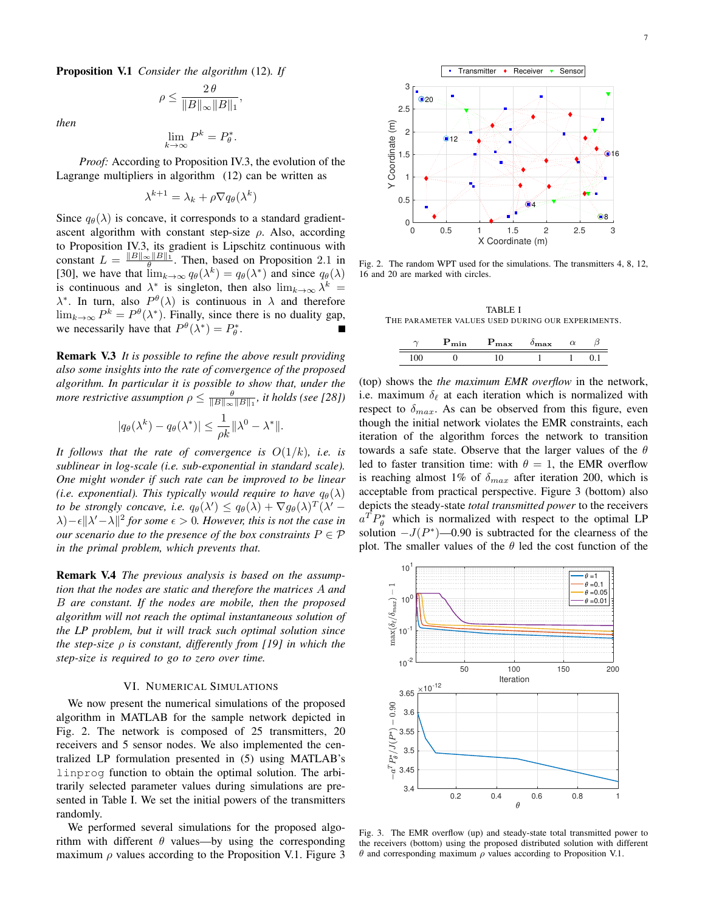**Proposition V.1** *Consider the algorithm* (12). *If*

$$\rho \leq \frac{2\theta}{\|B\|_\infty \|B\|_1},$$

*then*

$$\lim_{k\to\infty} P^k = P_\theta^*.$$

*Proof:* According to Proposition IV.3, the evolution of the Lagrange multipliers in algorithm (12) can be written as

$$\lambda^{k+1} = \lambda_k + \rho \nabla q_\theta(\lambda^k)$$

Since $q_\theta(\lambda)$ is concave, it corresponds to a standard gradient-ascent algorithm with constant step-size $\rho$. Also, according to Proposition IV.3, its gradient is Lipschitz continuous with constant $L = \frac{\|B\|_\infty \|B\|_1}{\theta}$. Then, based on Proposition 2.1 in [30], we have that $\lim_{k\to\infty} q_\theta(\lambda^k) = q_\theta(\lambda^*)$ and since $q_\theta(\lambda)$ is continuous and $\lambda^*$ is singleton, then also $\lim_{k\to\infty} \lambda^k = \lambda^*$. In turn, also $P^\theta(\lambda)$ is continuous in $\lambda$ and therefore $\lim_{k\to\infty} P^k = P^\theta(\lambda^*)$. Finally, since there is no duality gap, we necessarily have that $P^\theta(\lambda^*) = P_\theta^*$. ∎

**Remark V.3** *It is possible to refine the above result providing also some insights into the rate of convergence of the proposed algorithm. In particular it is possible to show that, under the more restrictive assumption $\rho \leq \frac{\theta}{\|B\|_\infty \|B\|_1}$, it holds (see [28])*

$$|q_\theta(\lambda^k) - q_\theta(\lambda^*)| \leq \frac{1}{\rho k} \|\lambda^0 - \lambda^*\|.$$

*It follows that the rate of convergence is $O(1/k)$, i.e. is sublinear in log-scale (i.e. sub-exponential in standard scale). One might wonder if such rate can be improved to be linear (i.e. exponential). This typically would require to have $q_\theta(\lambda)$ to be strongly concave, i.e. $q_\theta(\lambda') \leq q_\theta(\lambda) + \nabla g_\theta(\lambda)^T(\lambda' - \lambda) - \epsilon\|\lambda' - \lambda\|^2$ for some $\epsilon > 0$. However, this is not the case in our scenario due to the presence of the box constraints $P \in \mathcal{P}$ in the primal problem, which prevents that.*

**Remark V.4** *The previous analysis is based on the assumption that the nodes are static and therefore the matrices $A$ and $B$ are constant. If the nodes are mobile, then the proposed algorithm will not reach the optimal instantaneous solution of the LP problem, but it will track such optimal solution since the step-size $\rho$ is constant, differently from [19] in which the step-size is required to go to zero over time.*

## VI. Numerical Simulations

We now present the numerical simulations of the proposed algorithm in MATLAB for the sample network depicted in Fig. 2. The network is composed of 25 transmitters, 20 receivers and 5 sensor nodes. We also implemented the centralized LP formulation presented in (5) using MATLAB's `linprog` function to obtain the optimal solution. The arbitrarily selected parameter values during simulations are presented in Table I. We set the initial powers of the transmitters randomly.

We performed several simulations for the proposed algorithm with different $\theta$ values—by using the corresponding maximum $\rho$ values according to the Proposition V.1. Figure 3 (top) shows the *the maximum EMR overflow* in the network, i.e. maximum $\delta_\ell$ at each iteration which is normalized with respect to $\delta_{max}$. As can be observed from this figure, even though the initial network violates the EMR constraints, each iteration of the algorithm forces the network to transition towards a safe state. Observe that the larger values of the $\theta$ led to faster transition time: with $\theta = 1$, the EMR overflow is reaching almost 1% of $\delta_{max}$ after iteration 200, which is acceptable from practical perspective. Figure 3 (bottom) also depicts the steady-state *total transmitted power* to the receivers $a^T P_\theta^*$ which is normalized with respect to the optimal LP solution $-J(P^*)$—0.90 is subtracted for the clearness of the plot. The smaller values of the $\theta$ led the cost function of the

Fig. 2. The random WPT used for the simulations. The transmitters 4, 8, 12, 16 and 20 are marked with circles.

TABLE I
The parameter values used during our experiments.

| $\gamma$ | $\mathbf{P_{min}}$ | $\mathbf{P_{max}}$ | $\delta_{\mathbf{max}}$ | $\alpha$ | $\beta$ |
|---|---|---|---|---|---|
| 100 | 0 | 10 | 1 | 1 | 0.1 |

Fig. 3. The EMR overflow (up) and steady-state total transmitted power to the receivers (bottom) using the proposed distributed solution with different $\theta$ and corresponding maximum $\rho$ values according to Proposition V.1.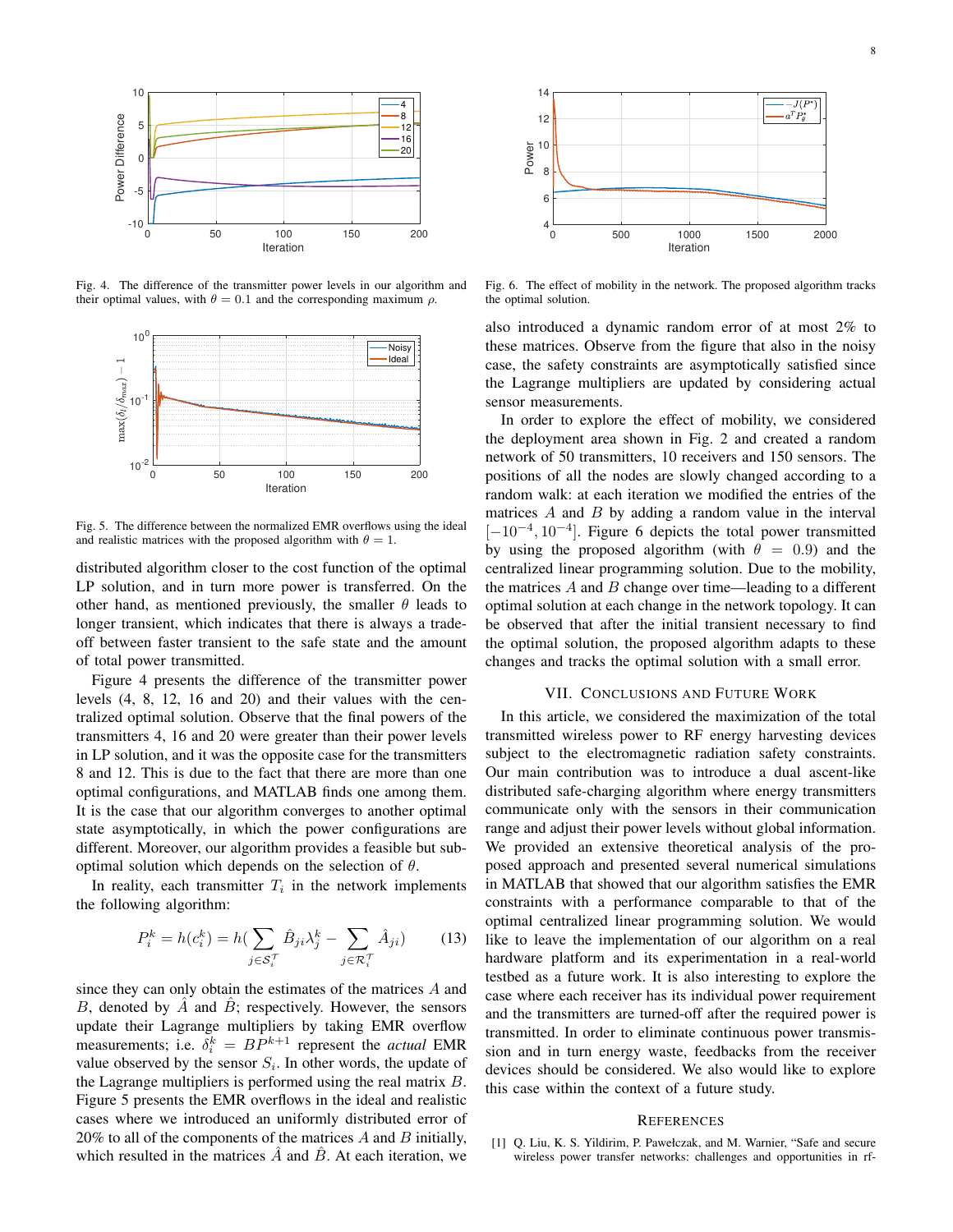Fig. 4. The difference of the transmitter power levels in our algorithm and their optimal values, with $\theta = 0.1$ and the corresponding maximum $\rho$.

Fig. 5. The difference between the normalized EMR overflows using the ideal and realistic matrices with the proposed algorithm with $\theta = 1$.

distributed algorithm closer to the cost function of the optimal LP solution, and in turn more power is transferred. On the other hand, as mentioned previously, the smaller $\theta$ leads to longer transient, which indicates that there is always a trade-off between faster transient to the safe state and the amount of total power transmitted.

Figure 4 presents the difference of the transmitter power levels (4, 8, 12, 16 and 20) and their values with the centralized optimal solution. Observe that the final powers of the transmitters 4, 16 and 20 were greater than their power levels in LP solution, and it was the opposite case for the transmitters 8 and 12. This is due to the fact that there are more than one optimal configurations, and MATLAB finds one among them. It is the case that our algorithm converges to another optimal state asymptotically, in which the power configurations are different. Moreover, our algorithm provides a feasible but sub-optimal solution which depends on the selection of $\theta$.

In reality, each transmitter $T_i$ in the network implements the following algorithm:

$$P_i^k = h(c_i^k) = h\Big(\sum_{j \in \mathcal{S}_i^T} \hat{B}_{ji}\lambda_j^k - \sum_{j \in \mathcal{R}_i^T} \hat{A}_{ji}\Big) \tag{13}$$

since they can only obtain the estimates of the matrices $A$ and $B$, denoted by $\hat{A}$ and $\hat{B}$; respectively. However, the sensors update their Lagrange multipliers by taking EMR overflow measurements; i.e. $\delta_i^k = BP^{k+1}$ represent the *actual* EMR value observed by the sensor $S_i$. In other words, the update of the Lagrange multipliers is performed using the real matrix $B$. Figure 5 presents the EMR overflows in the ideal and realistic cases where we introduced an uniformly distributed error of 20% to all of the components of the matrices $A$ and $B$ initially, which resulted in the matrices $\hat{A}$ and $\hat{B}$. At each iteration, we also introduced a dynamic random error of at most 2% to these matrices. Observe from the figure that also in the noisy case, the safety constraints are asymptotically satisfied since the Lagrange multipliers are updated by considering actual sensor measurements.

Fig. 6. The effect of mobility in the network. The proposed algorithm tracks the optimal solution.

In order to explore the effect of mobility, we considered the deployment area shown in Fig. 2 and created a random network of 50 transmitters, 10 receivers and 150 sensors. The positions of all the nodes are slowly changed according to a random walk: at each iteration we modified the entries of the matrices $A$ and $B$ by adding a random value in the interval $[-10^{-4}, 10^{-4}]$. Figure 6 depicts the total power transmitted by using the proposed algorithm (with $\theta = 0.9$) and the centralized linear programming solution. Due to the mobility, the matrices $A$ and $B$ change over time—leading to a different optimal solution at each change in the network topology. It can be observed that after the initial transient necessary to find the optimal solution, the proposed algorithm adapts to these changes and tracks the optimal solution with a small error.

## VII. Conclusions and Future Work

In this article, we considered the maximization of the total transmitted wireless power to RF energy harvesting devices subject to the electromagnetic radiation safety constraints. Our main contribution was to introduce a dual ascent-like distributed safe-charging algorithm where energy transmitters communicate only with the sensors in their communication range and adjust their power levels without global information. We provided an extensive theoretical analysis of the proposed approach and presented several numerical simulations in MATLAB that showed that our algorithm satisfies the EMR constraints with a performance comparable to that of the optimal centralized linear programming solution. We would like to leave the implementation of our algorithm on a real hardware platform and its experimentation in a real-world testbed as a future work. It is also interesting to explore the case where each receiver has its individual power requirement and the transmitters are turned-off after the required power is transmitted. In order to eliminate continuous power transmission and in turn energy waste, feedbacks from the receiver devices should be considered. We also would like to explore this case within the context of a future study.

## References

[1] Q. Liu, K. S. Yildirim, P. Pawełczak, and M. Warnier, "Safe and secure wireless power transfer networks: challenges and opportunities in rf-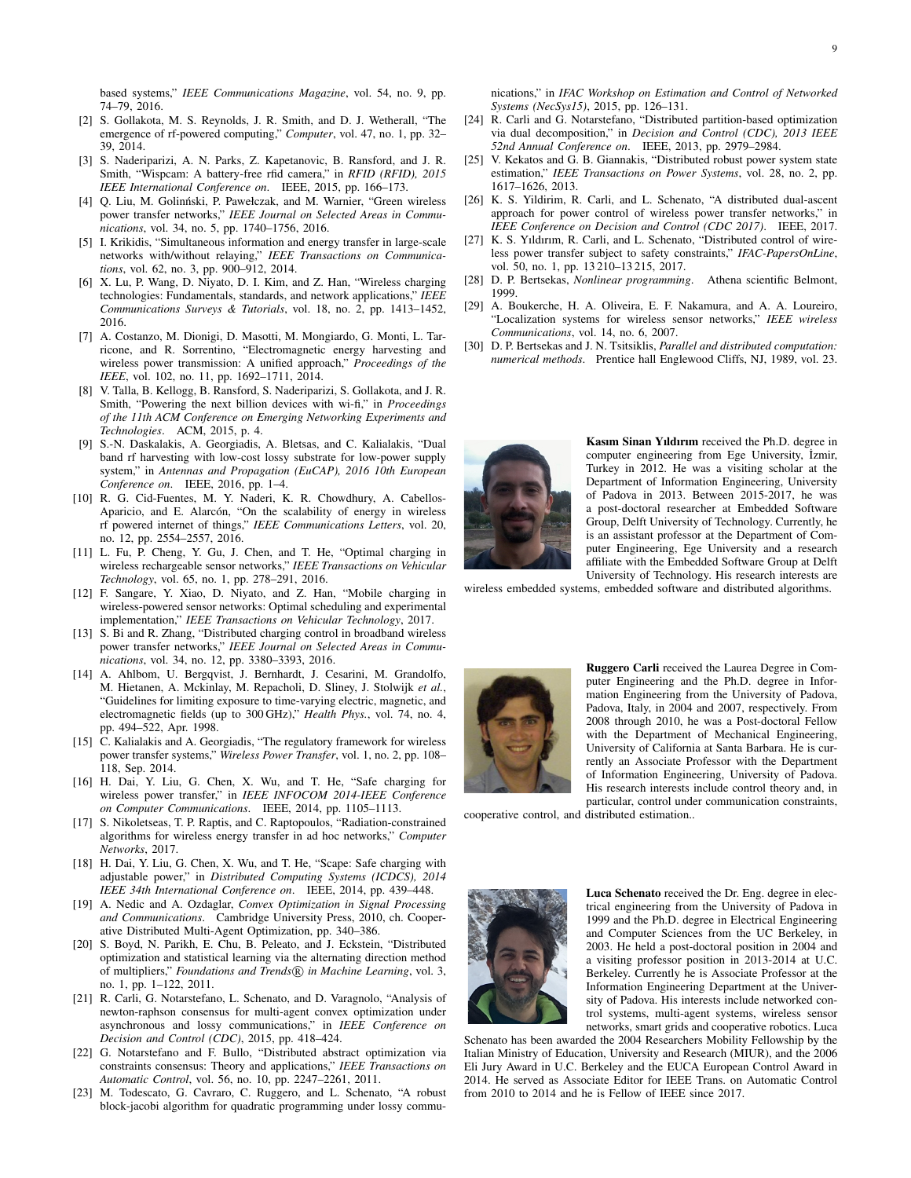based systems," *IEEE Communications Magazine*, vol. 54, no. 9, pp. 74–79, 2016.

[2] S. Gollakota, M. S. Reynolds, J. R. Smith, and D. J. Wetherall, "The emergence of rf-powered computing," *Computer*, vol. 47, no. 1, pp. 32–39, 2014.

[3] S. Naderiparizi, A. N. Parks, Z. Kapetanovic, B. Ransford, and J. R. Smith, "Wispcam: A battery-free rfid camera," in *RFID (RFID), 2015 IEEE International Conference on*. IEEE, 2015, pp. 166–173.

[4] Q. Liu, M. Golinński, P. Pawelczak, and M. Warnier, "Green wireless power transfer networks," *IEEE Journal on Selected Areas in Communications*, vol. 34, no. 5, pp. 1740–1756, 2016.

[5] I. Krikidis, "Simultaneous information and energy transfer in large-scale networks with/without relaying," *IEEE Transactions on Communications*, vol. 62, no. 3, pp. 900–912, 2014.

[6] X. Lu, P. Wang, D. Niyato, D. I. Kim, and Z. Han, "Wireless charging technologies: Fundamentals, standards, and network applications," *IEEE Communications Surveys & Tutorials*, vol. 18, no. 2, pp. 1413–1452, 2016.

[7] A. Costanzo, M. Dionigi, D. Masotti, M. Mongiardo, G. Monti, L. Tarricone, and R. Sorrentino, "Electromagnetic energy harvesting and wireless power transmission: A unified approach," *Proceedings of the IEEE*, vol. 102, no. 11, pp. 1692–1711, 2014.

[8] V. Talla, B. Kellogg, B. Ransford, S. Naderiparizi, S. Gollakota, and J. R. Smith, "Powering the next billion devices with wi-fi," in *Proceedings of the 11th ACM Conference on Emerging Networking Experiments and Technologies*. ACM, 2015, p. 4.

[9] S.-N. Daskalakis, A. Georgiadis, A. Bletsas, and C. Kalialakis, "Dual band rf harvesting with low-cost lossy substrate for low-power supply system," in *Antennas and Propagation (EuCAP), 2016 10th European Conference on*. IEEE, 2016, pp. 1–4.

[10] R. G. Cid-Fuentes, M. Y. Naderi, K. R. Chowdhury, A. Cabellos-Aparicio, and E. Alarcón, "On the scalability of energy in wireless rf powered internet of things," *IEEE Communications Letters*, vol. 20, no. 12, pp. 2554–2557, 2016.

[11] L. Fu, P. Cheng, Y. Gu, J. Chen, and T. He, "Optimal charging in wireless rechargeable sensor networks," *IEEE Transactions on Vehicular Technology*, vol. 65, no. 1, pp. 278–291, 2016.

[12] F. Sangare, Y. Xiao, D. Niyato, and Z. Han, "Mobile charging in wireless-powered sensor networks: Optimal scheduling and experimental implementation," *IEEE Transactions on Vehicular Technology*, 2017.

[13] S. Bi and R. Zhang, "Distributed charging control in broadband wireless power transfer networks," *IEEE Journal on Selected Areas in Communications*, vol. 34, no. 12, pp. 3380–3393, 2016.

[14] A. Ahlbom, U. Bergqvist, J. Bernhardt, J. Cesarini, M. Grandolfo, M. Hietanen, A. Mckinlay, M. Repacholi, D. Sliney, J. Stolwijk *et al.*, "Guidelines for limiting exposure to time-varying electric, magnetic, and electromagnetic fields (up to 300 GHz)," *Health Phys.*, vol. 74, no. 4, pp. 494–522, Apr. 1998.

[15] C. Kialalakis and A. Georgiadis, "The regulatory framework for wireless power transfer systems," *Wireless Power Transfer*, vol. 1, no. 2, pp. 108–118, Sep. 2014.

[16] H. Dai, Y. Liu, G. Chen, X. Wu, and T. He, "Safe charging for wireless power transfer," in *IEEE INFOCOM 2014-IEEE Conference on Computer Communications*. IEEE, 2014, pp. 1105–1113.

[17] S. Nikoletseas, T. P. Raptis, and C. Raptopoulos, "Radiation-constrained algorithms for wireless energy transfer in ad hoc networks," *Computer Networks*, 2017.

[18] H. Dai, Y. Liu, G. Chen, X. Wu, and T. He, "Scape: Safe charging with adjustable power," in *Distributed Computing Systems (ICDCS), 2014 IEEE 34th International Conference on*. IEEE, 2014, pp. 439–448.

[19] A. Nedic and A. Ozdaglar, *Convex Optimization in Signal Processing and Communications*. Cambridge University Press, 2010, ch. Cooperative Distributed Multi-Agent Optimization, pp. 340–386.

[20] S. Boyd, N. Parikh, E. Chu, B. Peleato, and J. Eckstein, "Distributed optimization and statistical learning via the alternating direction method of multipliers," *Foundations and Trends® in Machine Learning*, vol. 3, no. 1, pp. 1–122, 2011.

[21] R. Carli, G. Notarstefano, L. Schenato, and D. Varagnolo, "Analysis of newton-raphson consensus for multi-agent convex optimization under asynchronous and lossy communications," in *IEEE Conference on Decision and Control (CDC)*, 2015, pp. 418–424.

[22] G. Notarstefano and F. Bullo, "Distributed abstract optimization via constraints consensus: Theory and applications," *IEEE Transactions on Automatic Control*, vol. 56, no. 10, pp. 2247–2261, 2011.

[23] M. Todescato, G. Cavraro, G. Ruggero, and L. Schenato, "A robust block-jacobi algorithm for quadratic programming under lossy communications," in *IFAC Workshop on Estimation and Control of Networked Systems (NecSys15)*, 2015, pp. 126–131.

[24] R. Carli and G. Notarstefano, "Distributed partition-based optimization via dual decomposition," in *Decision and Control (CDC), 2013 IEEE 52nd Annual Conference on*. IEEE, 2013, pp. 2979–2984.

[25] V. Kekatos and G. B. Giannakis, "Distributed robust power system state estimation," *IEEE Transactions on Power Systems*, vol. 28, no. 2, pp. 1617–1626, 2013.

[26] K. S. Yildirim, R. Carli, and L. Schenato, "A distributed dual-ascent approach for power control of wireless power transfer networks," in *IEEE Conference on Decision and Control (CDC 2017)*. IEEE, 2017.

[27] K. S. Yıldırım, R. Carli, and L. Schenato, "Distributed control of wireless power transfer subject to safety constraints," *IFAC-PapersOnLine*, vol. 50, no. 1, pp. 13 210–13 215, 2017.

[28] D. P. Bertsekas, *Nonlinear programming*. Athena scientific Belmont, 1999.

[29] A. Boukerche, H. A. Oliveira, E. F. Nakamura, and A. A. Loureiro, "Localization systems for wireless sensor networks," *IEEE wireless Communications*, vol. 14, no. 6, 2007.

[30] D. P. Bertsekas and J. N. Tsitsiklis, *Parallel and distributed computation: numerical methods*. Prentice hall Englewood Cliffs, NJ, 1989, vol. 23.

**Kasım Sinan Yıldırım** received the Ph.D. degree in computer engineering from Ege University, İzmir, Turkey in 2012. He was a visiting scholar at the Department of Information Engineering, University of Padova in 2013. Between 2015-2017, he was a post-doctoral researcher at Embedded Software Group, Delft University of Technology. Currently, he is an assistant professor at the Department of Computer Engineering, Ege University and a research affiliate with the Embedded Software Group at Delft University of Technology. His research interests are wireless embedded systems, embedded software and distributed algorithms.

**Ruggero Carli** received the Laurea Degree in Computer Engineering and the Ph.D. degree in Information Engineering from the University of Padova, Padova, Italy, in 2004 and 2007, respectively. From 2008 through 2010, he was a Post-doctoral Fellow with the Department of Mechanical Engineering, University of California at Santa Barbara. He is currently an Associate Professor with the Department of Information Engineering, University of Padova. His research interests include control theory and, in particular, control under communication constraints, cooperative control, and distributed estimation..

**Luca Schenato** received the Dr. Eng. degree in electrical engineering from the University of Padova in 1999 and the Ph.D. degree in Electrical Engineering and Computer Sciences from the UC Berkeley, in 2003. He held a post-doctoral position in 2004 and a visiting professor position in 2013-2014 at U.C. Berkeley. Currently he is Associate Professor at the Information Engineering Department at the University of Padova. His interests include networked control systems, multi-agent systems, wireless sensor networks, smart grids and cooperative robotics. Luca Schenato has been awarded the 2004 Researchers Mobility Fellowship by the Italian Ministry of Education, University and Research (MIUR), and the 2006 Eli Jury Award in U.C. Berkeley and the EUCA European Control Award in 2014. He served as Associate Editor for IEEE Trans. on Automatic Control from 2010 to 2014 and he is Fellow of IEEE since 2017.